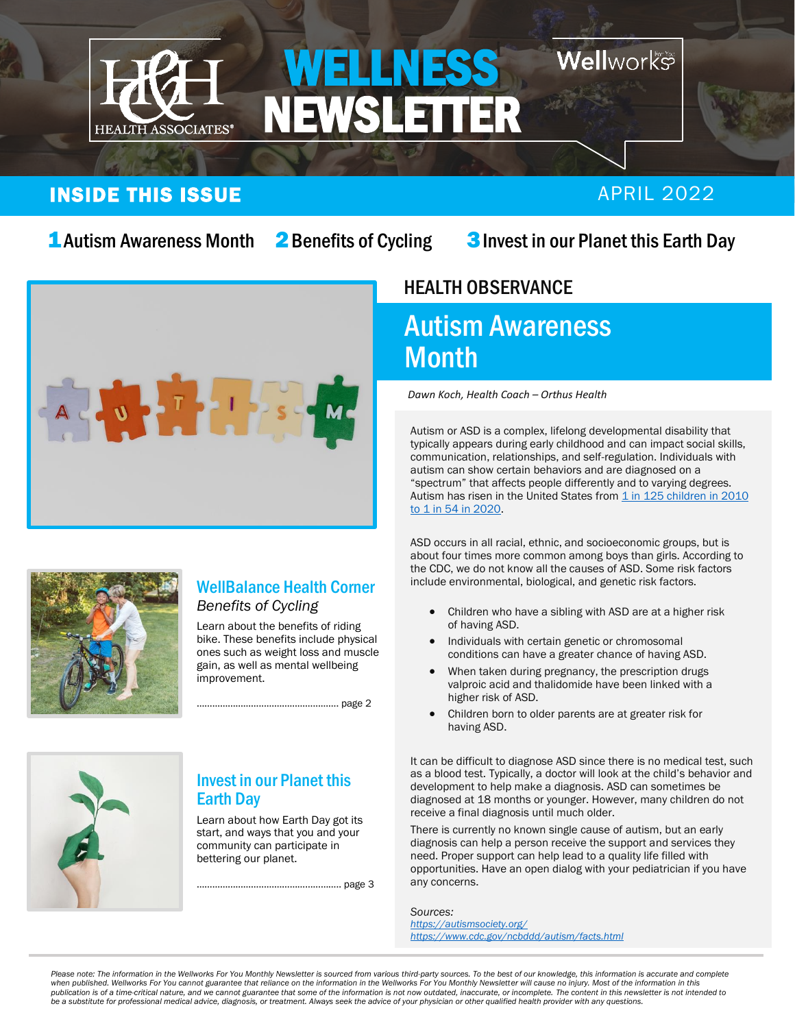# WELLNESS NEWSLETTER

H&H HEALTH ASSOCIATES® | Wellworks For You

## INSIDE THIS ISSUE

APRIL 2022

**1** Autism Awareness Month **2** Benefits of Cycling **3** Invest in our Planet this Earth Day

### WellBalance Health Corner

*Benefits of Cycling*

Learn about the benefits of riding bike. These benefits include physical ones such as weight loss and muscle gain, as well as mental wellbeing improvement.

........................................................ page 2

### Invest in our Planet this Earth Day

Learn about how Earth Day got its start, and ways that you and your community can participate in bettering our planet.

........................................................ page 3

HEALTH OBSERVANCE

## Autism Awareness Month

*Dawn Koch, Health Coach – Orthus Health*

Autism or ASD is a complex, lifelong developmental disability that typically appears during early childhood and can impact social skills, communication, relationships, and self-regulation. Individuals with autism can show certain behaviors and are diagnosed on a "spectrum" that affects people differently and to varying degrees. Autism has risen in the United States from 1 in 125 children in 2010 to 1 in 54 in 2020.

ASD occurs in all racial, ethnic, and socioeconomic groups, but is about four times more common among boys than girls. According to the CDC, we do not know all the causes of ASD. Some risk factors include environmental, biological, and genetic risk factors.

- Children who have a sibling with ASD are at a higher risk of having ASD.
- Individuals with certain genetic or chromosomal conditions can have a greater chance of having ASD.
- When taken during pregnancy, the prescription drugs valproic acid and thalidomide have been linked with a higher risk of ASD.
- Children born to older parents are at greater risk for having ASD.

It can be difficult to diagnose ASD since there is no medical test, such as a blood test. Typically, a doctor will look at the child's behavior and development to help make a diagnosis. ASD can sometimes be diagnosed at 18 months or younger. However, many children do not receive a final diagnosis until much older.

There is currently no known single cause of autism, but an early diagnosis can help a person receive the support and services they need. Proper support can help lead to a quality life filled with opportunities. Have an open dialog with your pediatrician if you have any concerns.

*Sources:*
*https://autismsociety.org/*
*https://www.cdc.gov/ncbddd/autism/facts.html*

*Please note: The information in the Wellworks For You Monthly Newsletter is sourced from various third-party sources. To the best of our knowledge, this information is accurate and complete when published. Wellworks For You cannot guarantee that reliance on the information in the Wellworks For You Monthly Newsletter will cause no injury. Most of the information in this publication is of a time-critical nature, and we cannot guarantee that some of the information is not now outdated, inaccurate, or incomplete. The content in this newsletter is not intended to be a substitute for professional medical advice, diagnosis, or treatment. Always seek the advice of your physician or other qualified health provider with any questions.*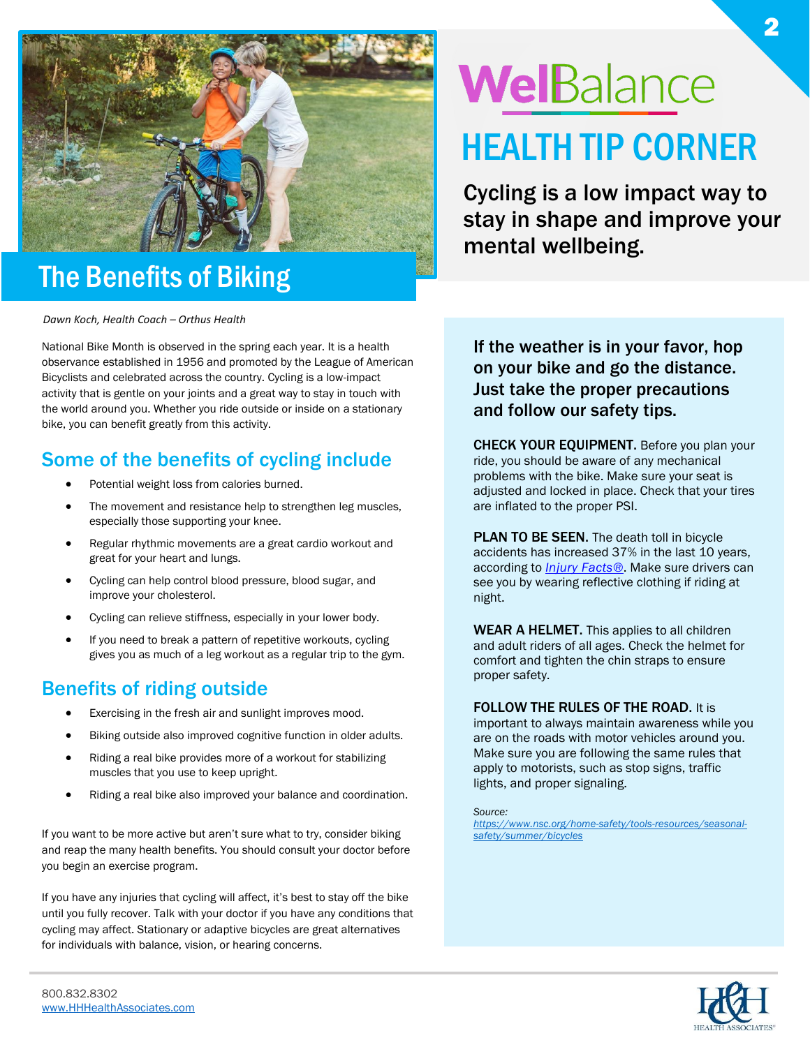# WelBalance

## HEALTH TIP CORNER

**Cycling is a low impact way to stay in shape and improve your mental wellbeing.**

# The Benefits of Biking

*Dawn Koch, Health Coach – Orthus Health*

National Bike Month is observed in the spring each year. It is a health observance established in 1956 and promoted by the League of American Bicyclists and celebrated across the country. Cycling is a low-impact activity that is gentle on your joints and a great way to stay in touch with the world around you. Whether you ride outside or inside on a stationary bike, you can benefit greatly from this activity.

## Some of the benefits of cycling include

- Potential weight loss from calories burned.
- The movement and resistance help to strengthen leg muscles, especially those supporting your knee.
- Regular rhythmic movements are a great cardio workout and great for your heart and lungs.
- Cycling can help control blood pressure, blood sugar, and improve your cholesterol.
- Cycling can relieve stiffness, especially in your lower body.
- If you need to break a pattern of repetitive workouts, cycling gives you as much of a leg workout as a regular trip to the gym.

## Benefits of riding outside

- Exercising in the fresh air and sunlight improves mood.
- Biking outside also improved cognitive function in older adults.
- Riding a real bike provides more of a workout for stabilizing muscles that you use to keep upright.
- Riding a real bike also improved your balance and coordination.

If you want to be more active but aren't sure what to try, consider biking and reap the many health benefits. You should consult your doctor before you begin an exercise program.

If you have any injuries that cycling will affect, it's best to stay off the bike until you fully recover. Talk with your doctor if you have any conditions that cycling may affect. Stationary or adaptive bicycles are great alternatives for individuals with balance, vision, or hearing concerns.

**If the weather is in your favor, hop on your bike and go the distance. Just take the proper precautions and follow our safety tips.**

**CHECK YOUR EQUIPMENT.** Before you plan your ride, you should be aware of any mechanical problems with the bike. Make sure your seat is adjusted and locked in place. Check that your tires are inflated to the proper PSI.

**PLAN TO BE SEEN.** The death toll in bicycle accidents has increased 37% in the last 10 years, according to *Injury Facts®*. Make sure drivers can see you by wearing reflective clothing if riding at night.

**WEAR A HELMET.** This applies to all children and adult riders of all ages. Check the helmet for comfort and tighten the chin straps to ensure proper safety.

**FOLLOW THE RULES OF THE ROAD.** It is important to always maintain awareness while you are on the roads with motor vehicles around you. Make sure you are following the same rules that apply to motorists, such as stop signs, traffic lights, and proper signaling.

*Source:*
https://www.nsc.org/home-safety/tools-resources/seasonal-safety/summer/bicycles

800.832.8302
www.HHHealthAssociates.com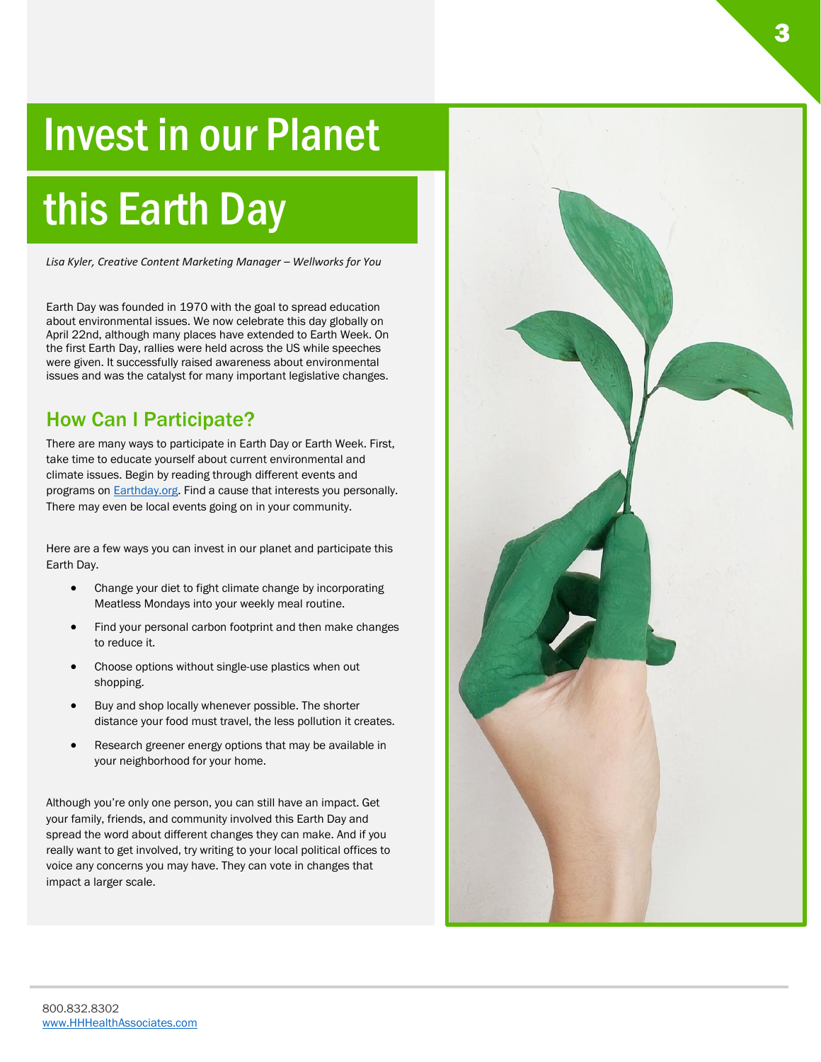# Invest in our Planet this Earth Day

*Lisa Kyler, Creative Content Marketing Manager – Wellworks for You*

Earth Day was founded in 1970 with the goal to spread education about environmental issues. We now celebrate this day globally on April 22nd, although many places have extended to Earth Week. On the first Earth Day, rallies were held across the US while speeches were given. It successfully raised awareness about environmental issues and was the catalyst for many important legislative changes.

## How Can I Participate?

There are many ways to participate in Earth Day or Earth Week. First, take time to educate yourself about current environmental and climate issues. Begin by reading through different events and programs on [Earthday.org](Earthday.org). Find a cause that interests you personally. There may even be local events going on in your community.

Here are a few ways you can invest in our planet and participate this Earth Day.

- Change your diet to fight climate change by incorporating Meatless Mondays into your weekly meal routine.
- Find your personal carbon footprint and then make changes to reduce it.
- Choose options without single-use plastics when out shopping.
- Buy and shop locally whenever possible. The shorter distance your food must travel, the less pollution it creates.
- Research greener energy options that may be available in your neighborhood for your home.

Although you're only one person, you can still have an impact. Get your family, friends, and community involved this Earth Day and spread the word about different changes they can make. And if you really want to get involved, try writing to your local political offices to voice any concerns you may have. They can vote in changes that impact a larger scale.

800.832.8302
[www.HHHealthAssociates.com](www.HHHealthAssociates.com)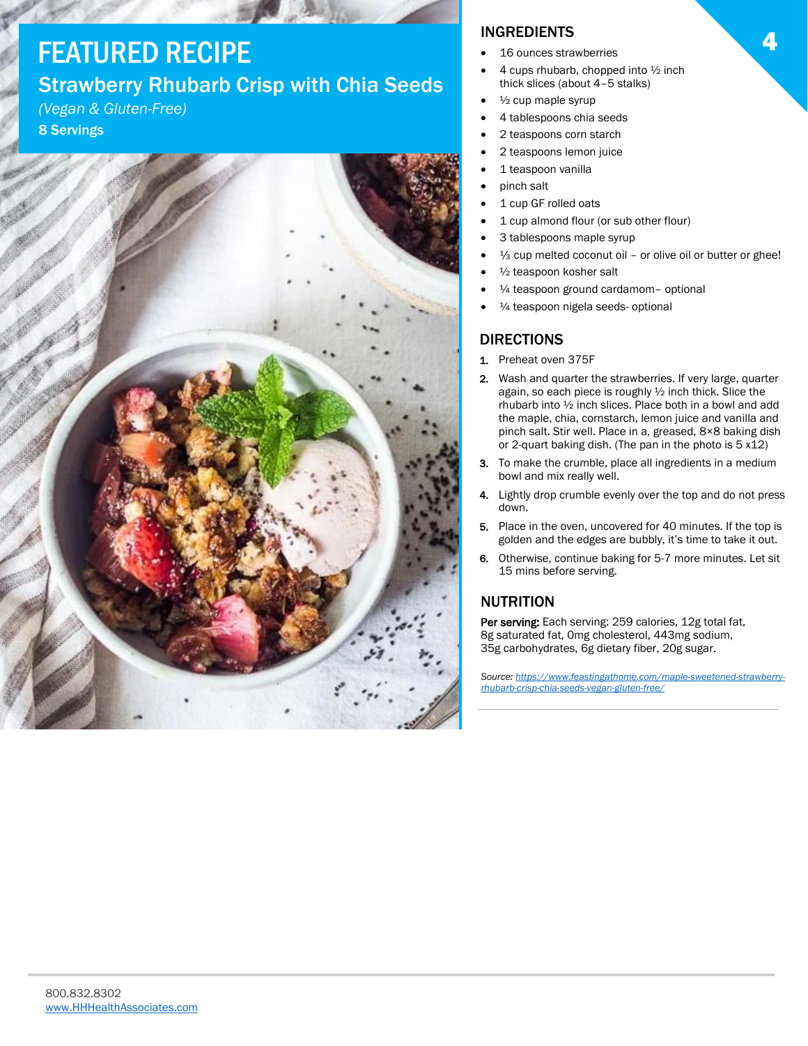# FEATURED RECIPE

## Strawberry Rhubarb Crisp with Chia Seeds

*(Vegan & Gluten-Free)*

**8 Servings**

## INGREDIENTS

- 16 ounces strawberries
- 4 cups rhubarb, chopped into ½ inch thick slices (about 4–5 stalks)
- ½ cup maple syrup
- 4 tablespoons chia seeds
- 2 teaspoons corn starch
- 2 teaspoons lemon juice
- 1 teaspoon vanilla
- pinch salt
- 1 cup GF rolled oats
- 1 cup almond flour (or sub other flour)
- 3 tablespoons maple syrup
- ⅓ cup melted coconut oil – or olive oil or butter or ghee!
- ½ teaspoon kosher salt
- ¼ teaspoon ground cardamom– optional
- ¼ teaspoon nigela seeds- optional

## DIRECTIONS

1. Preheat oven 375F
2. Wash and quarter the strawberries. If very large, quarter again, so each piece is roughly ½ inch thick. Slice the rhubarb into ½ inch slices. Place both in a bowl and add the maple, chia, cornstarch, lemon juice and vanilla and pinch salt. Stir well. Place in a, greased, 8×8 baking dish or 2-quart baking dish. (The pan in the photo is 5 x12)
3. To make the crumble, place all ingredients in a medium bowl and mix really well.
4. Lightly drop crumble evenly over the top and do not press down.
5. Place in the oven, uncovered for 40 minutes. If the top is golden and the edges are bubbly, it's time to take it out.
6. Otherwise, continue baking for 5-7 more minutes. Let sit 15 mins before serving.

## NUTRITION

**Per serving:** Each serving: 259 calories, 12g total fat, 8g saturated fat, 0mg cholesterol, 443mg sodium, 35g carbohydrates, 6g dietary fiber, 20g sugar.

*Source: https://www.feastingathome.com/maple-sweetened-strawberry-rhubarb-crisp-chia-seeds-vegan-gluten-free/*

800.832.8302
www.HHHealthAssociates.com